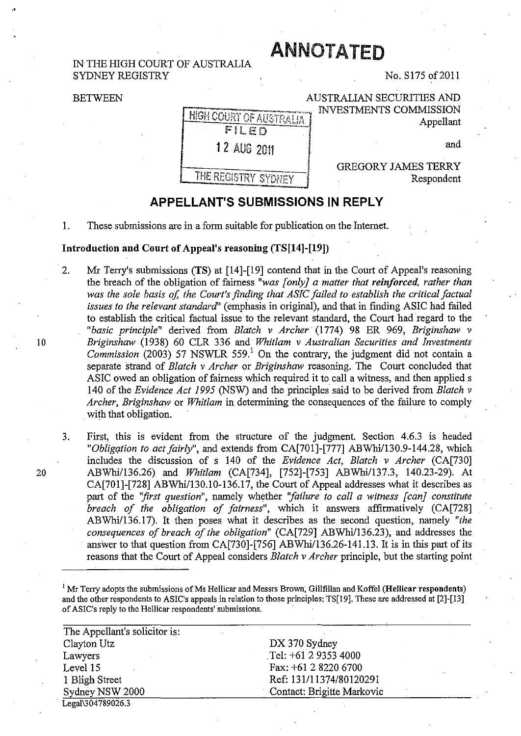# ANNOTATED

IN THE HIGH COURT OF AUSTRALIA
SYDNEY REGISTRY

No. S175 of 2011

BETWEEN

AUSTRALIAN SECURITIES AND INVESTMENTS COMMISSION
Appellant

and

GREGORY JAMES TERRY
Respondent

HIGH COURT OF AUSTRALIA
FILED
12 AUG 2011
THE REGISTRY SYDNEY

## APPELLANT'S SUBMISSIONS IN REPLY

1. These submissions are in a form suitable for publication on the Internet.

### Introduction and Court of Appeal's reasoning (TS[14]-[19])

2. Mr Terry's submissions (**TS**) at [14]-[19] contend that in the Court of Appeal's reasoning the breach of the obligation of fairness *"was [only] a matter that* ***reinforced****, rather than was the sole basis of, the Court's finding that ASIC failed to establish the critical factual issues to the relevant standard"* (emphasis in original), and that in finding ASIC had failed to establish the critical factual issue to the relevant standard, the Court had regard to the *"basic principle"* derived from *Blatch v Archer* (1774) 98 ER 969, *Briginshaw v Briginshaw* (1938) 60 CLR 336 and *Whitlam v Australian Securities and Investments Commission* (2003) 57 NSWLR 559.[1] On the contrary, the judgment did not contain a separate strand of *Blatch v Archer* or *Briginshaw* reasoning. The Court concluded that ASIC owed an obligation of fairness which required it to call a witness, and then applied s 140 of the *Evidence Act 1995* (NSW) and the principles said to be derived from *Blatch v Archer*, *Briginshaw* or *Whitlam* in determining the consequences of the failure to comply with that obligation.

3. First, this is evident from the structure of the judgment. Section 4.6.3 is headed *"Obligation to act fairly"*, and extends from CA[701]-[777] ABWhi/130.9-144.28, which includes the discussion of s 140 of the *Evidence Act*, *Blatch v Archer* (CA[730] ABWhi/136.26) and *Whitlam* (CA[734], [752]-[753] ABWhi/137.3, 140.23-29). At CA[701]-[728] ABWhi/130.10-136.17, the Court of Appeal addresses what it describes as part of the *"first question"*, namely whether *"failure to call a witness [can] constitute breach of the obligation of fairness"*, which it answers affirmatively (CA[728] ABWhi/136.17). It then poses what it describes as the second question, namely *"the consequences of breach of the obligation"* (CA[729] ABWhi/136.23), and addresses the answer to that question from CA[730]-[756] ABWhi/136.26-141.13. It is in this part of its reasons that the Court of Appeal considers *Blatch v Archer* principle, but the starting point

[1] Mr Terry adopts the submissions of Ms Hellicar and Messrs Brown, Gillfillan and Koffel (**Hellicar respondents**) and the other respondents to ASIC's appeals in relation to those principles: TS[19]. These are addressed at [2]-[13] of ASIC's reply to the Hellicar respondents' submissions.

| The Appellant's solicitor is: | |
|---|---|
| Clayton Utz | DX 370 Sydney |
| Lawyers | Tel: +61 2 9353 4000 |
| Level 15 | Fax: +61 2 8220 6700 |
| 1 Bligh Street | Ref: 131/11374/80120291 |
| Sydney NSW 2000 | Contact: Brigitte Markovic |

Legal\304789026.3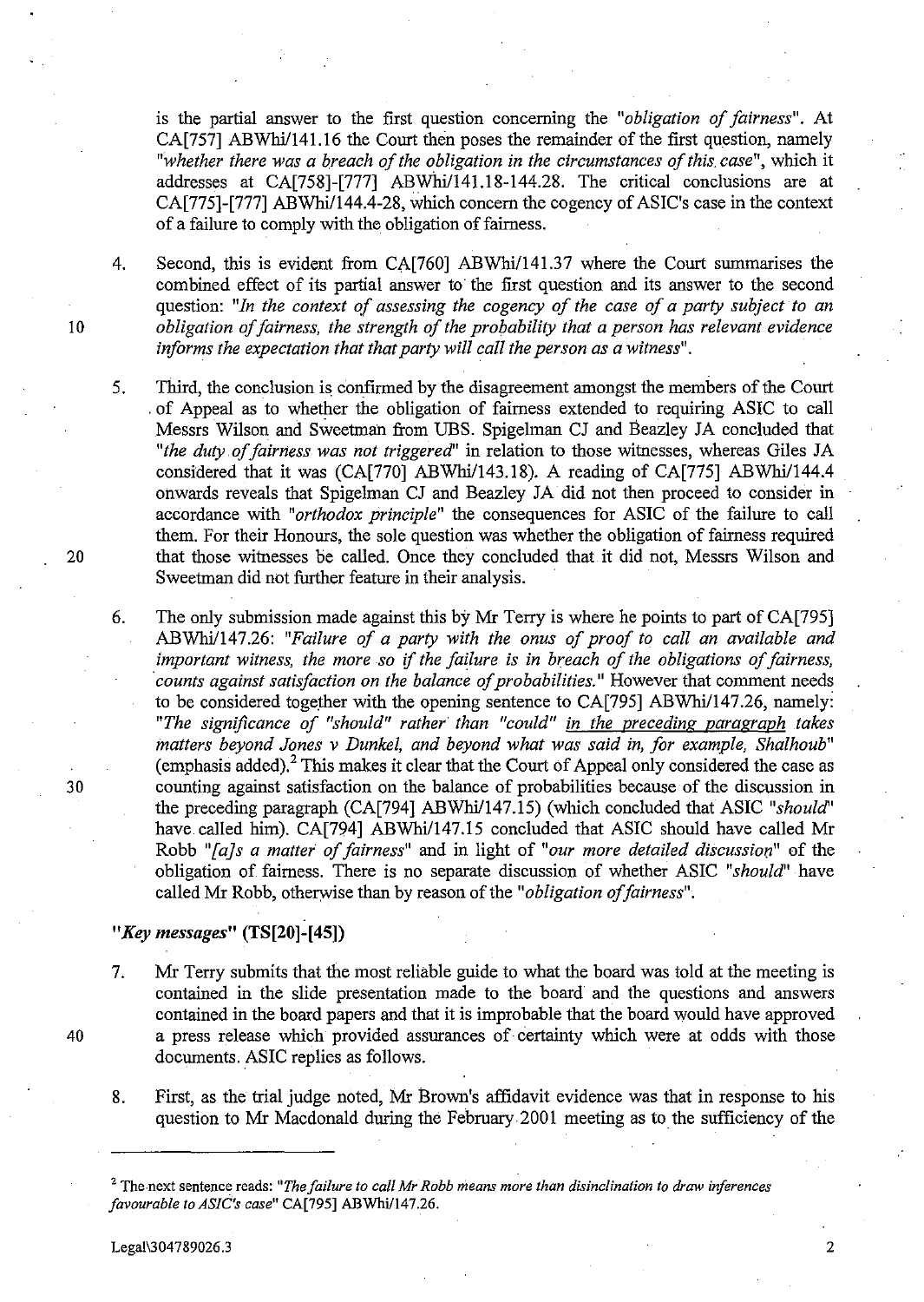is the partial answer to the first question concerning the *"obligation of fairness"*. At CA[757] ABWhi/141.16 the Court then poses the remainder of the first question, namely *"whether there was a breach of the obligation in the circumstances of this case"*, which it addresses at CA[758]-[777] ABWhi/141.18-144.28. The critical conclusions are at CA[775]-[777] ABWhi/144.4-28, which concern the cogency of ASIC's case in the context of a failure to comply with the obligation of fairness.

4. Second, this is evident from CA[760] ABWhi/141.37 where the Court summarises the combined effect of its partial answer to the first question and its answer to the second question: *"In the context of assessing the cogency of the case of a party subject to an obligation of fairness, the strength of the probability that a person has relevant evidence informs the expectation that that party will call the person as a witness"*.

5. Third, the conclusion is confirmed by the disagreement amongst the members of the Court of Appeal as to whether the obligation of fairness extended to requiring ASIC to call Messrs Wilson and Sweetman from UBS. Spigelman CJ and Beazley JA concluded that *"the duty of fairness was not triggered"* in relation to those witnesses, whereas Giles JA considered that it was (CA[770] ABWhi/143.18). A reading of CA[775] ABWhi/144.4 onwards reveals that Spigelman CJ and Beazley JA did not then proceed to consider in accordance with *"orthodox principle"* the consequences for ASIC of the failure to call them. For their Honours, the sole question was whether the obligation of fairness required that those witnesses be called. Once they concluded that it did not, Messrs Wilson and Sweetman did not further feature in their analysis.

6. The only submission made against this by Mr Terry is where he points to part of CA[795] ABWhi/147.26: *"Failure of a party with the onus of proof to call an available and important witness, the more so if the failure is in breach of the obligations of fairness, counts against satisfaction on the balance of probabilities."* However that comment needs to be considered together with the opening sentence to CA[795] ABWhi/147.26, namely: *"The significance of "should" rather than "could" <u>in the preceding paragraph</u> takes matters beyond Jones v Dunkel, and beyond what was said in, for example, Shalhoub"* (emphasis added).[2] This makes it clear that the Court of Appeal only considered the case as counting against satisfaction on the balance of probabilities because of the discussion in the preceding paragraph (CA[794] ABWhi/147.15) (which concluded that ASIC *"should"* have called him). CA[794] ABWhi/147.15 concluded that ASIC should have called Mr Robb *"[a]s a matter of fairness"* and in light of *"our more detailed discussion"* of the obligation of fairness. There is no separate discussion of whether ASIC *"should"* have called Mr Robb, otherwise than by reason of the *"obligation of fairness"*.

### *"Key messages"* (TS[20]-[45])

7. Mr Terry submits that the most reliable guide to what the board was told at the meeting is contained in the slide presentation made to the board and the questions and answers contained in the board papers and that it is improbable that the board would have approved a press release which provided assurances of certainty which were at odds with those documents. ASIC replies as follows.

8. First, as the trial judge noted, Mr Brown's affidavit evidence was that in response to his question to Mr Macdonald during the February 2001 meeting as to the sufficiency of the

---

[2] The next sentence reads: *"The failure to call Mr Robb means more than disinclination to draw inferences favourable to ASIC's case"* CA[795] ABWhi/147.26.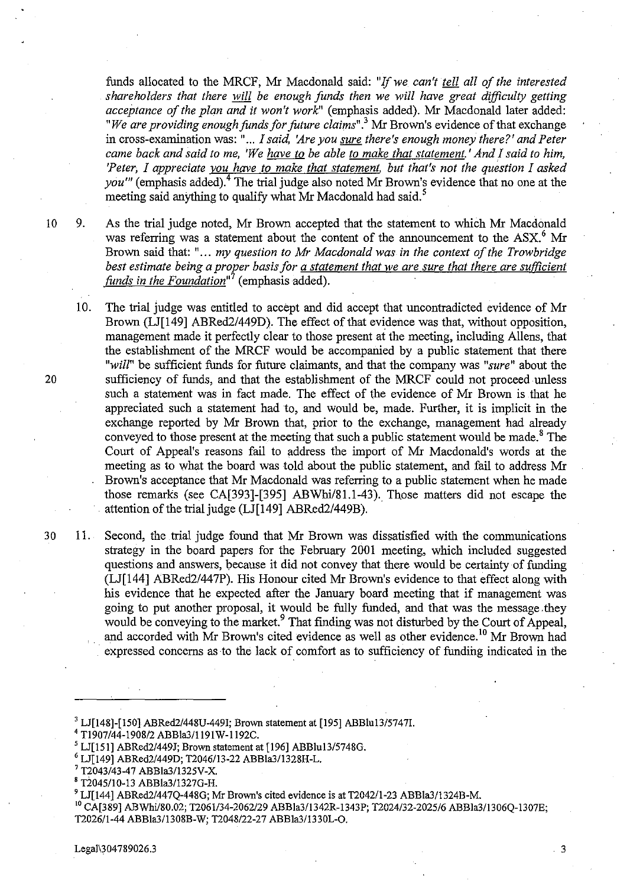funds allocated to the MRCF, Mr Macdonald said: "*If we can't tell all of the interested shareholders that there will be enough funds then we will have great difficulty getting acceptance of the plan and it won't work*" (emphasis added). Mr Macdonald later added: "*We are providing enough funds for future claims*".[3] Mr Brown's evidence of that exchange in cross-examination was: "*... I said, 'Are you sure there's enough money there?' and Peter came back and said to me, 'We have to be able to make that statement.' And I said to him, 'Peter, I appreciate you have to make that statement, but that's not the question I asked you'*" (emphasis added).[4] The trial judge also noted Mr Brown's evidence that no one at the meeting said anything to qualify what Mr Macdonald had said.[5]

9. As the trial judge noted, Mr Brown accepted that the statement to which Mr Macdonald was referring was a statement about the content of the announcement to the ASX.[6] Mr Brown said that: "*... my question to Mr Macdonald was in the context of the Trowbridge best estimate being a proper basis for a statement that we are sure that there are sufficient funds in the Foundation*"[7] (emphasis added).

10. The trial judge was entitled to accept and did accept that uncontradicted evidence of Mr Brown (LJ[149] ABRed2/449D). The effect of that evidence was that, without opposition, management made it perfectly clear to those present at the meeting, including Allens, that the establishment of the MRCF would be accompanied by a public statement that there "*will*" be sufficient funds for future claimants, and that the company was "*sure*" about the sufficiency of funds, and that the establishment of the MRCF could not proceed unless such a statement was in fact made. The effect of the evidence of Mr Brown is that he appreciated such a statement had to, and would be, made. Further, it is implicit in the exchange reported by Mr Brown that, prior to the exchange, management had already conveyed to those present at the meeting that such a public statement would be made.[8] The Court of Appeal's reasons fail to address the import of Mr Macdonald's words at the meeting as to what the board was told about the public statement, and fail to address Mr Brown's acceptance that Mr Macdonald was referring to a public statement when he made those remarks (see CA[393]-[395] ABWhi/81.1-43). Those matters did not escape the attention of the trial judge (LJ[149] ABRed2/449B).

11. Second, the trial judge found that Mr Brown was dissatisfied with the communications strategy in the board papers for the February 2001 meeting, which included suggested questions and answers, because it did not convey that there would be certainty of funding (LJ[144] ABRed2/447P). His Honour cited Mr Brown's evidence to that effect along with his evidence that he expected after the January board meeting that if management was going to put another proposal, it would be fully funded, and that was the message they would be conveying to the market.[9] That finding was not disturbed by the Court of Appeal, and accorded with Mr Brown's cited evidence as well as other evidence.[10] Mr Brown had expressed concerns as to the lack of comfort as to sufficiency of funding indicated in the

---

[3] LJ[148]-[150] ABRed2/448U-449I; Brown statement at [195] ABBlu13/5747I.

[4] T1907/44-1908/2 ABBla3/1191W-1192C.

[5] LJ[151] ABRed2/449J; Brown statement at [196] ABBlu13/5748G.

[6] LJ[149] ABRed2/449D; T2046/13-22 ABBla3/1328H-L.

[7] T2043/43-47 ABBla3/1325V-X.

[8] T2045/10-13 ABBla3/1327G-H.

[9] LJ[144] ABRed2/447Q-448G; Mr Brown's cited evidence is at T2042/1-23 ABBla3/1324B-M.

[10] CA[389] ABWhi/80.02; T2061/34-2062/29 ABBla3/1342R-1343P; T2024/32-2025/6 ABBla3/1306Q-1307E; T2026/1-44 ABBla3/1308B-W; T2048/22-27 ABBla3/1330L-O.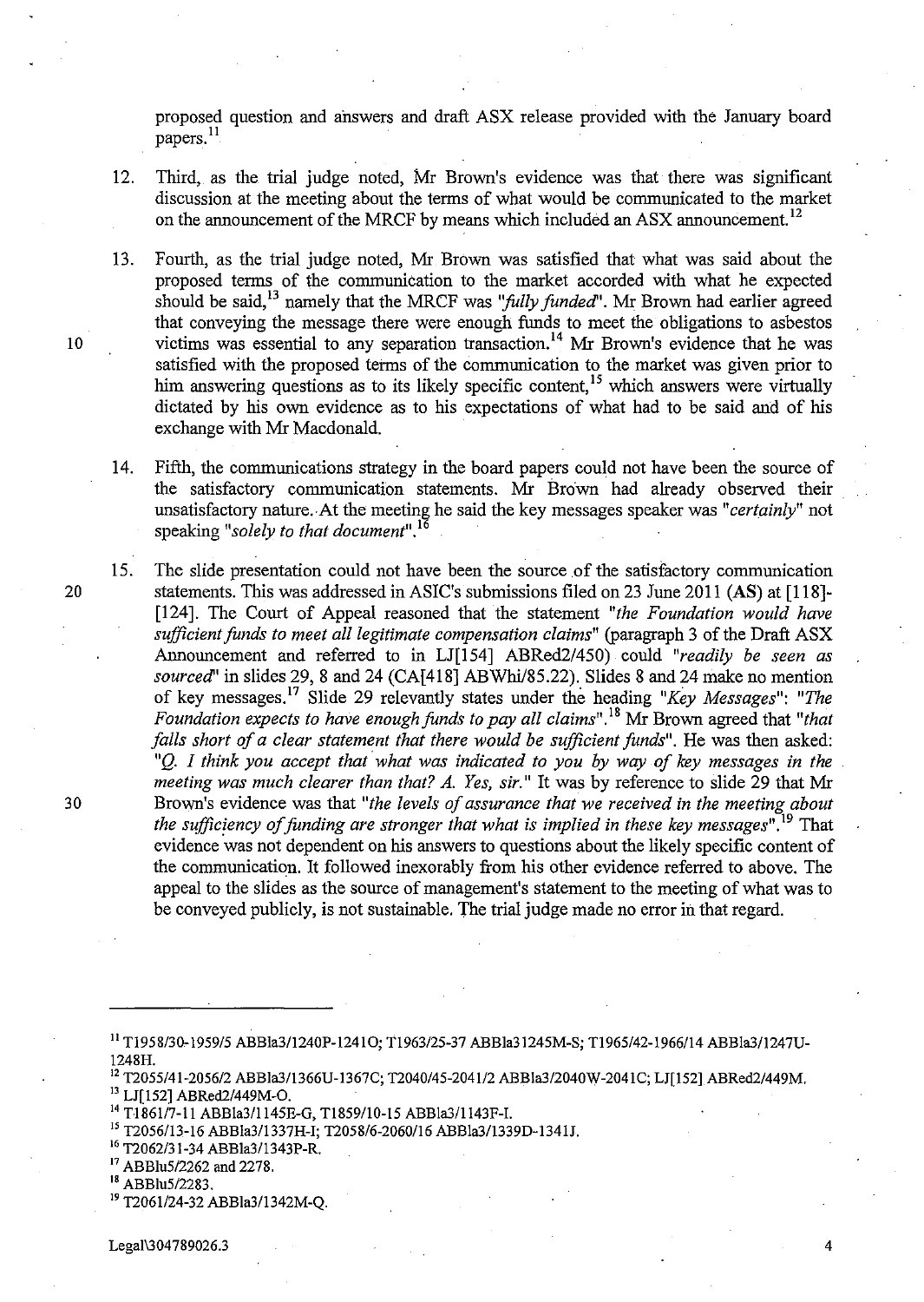proposed question and answers and draft ASX release provided with the January board papers.[11]

12. Third, as the trial judge noted, Mr Brown's evidence was that there was significant discussion at the meeting about the terms of what would be communicated to the market on the announcement of the MRCF by means which included an ASX announcement.[12]

13. Fourth, as the trial judge noted, Mr Brown was satisfied that what was said about the proposed terms of the communication to the market accorded with what he expected should be said,[13] namely that the MRCF was *"fully funded"*. Mr Brown had earlier agreed that conveying the message there were enough funds to meet the obligations to asbestos victims was essential to any separation transaction.[14] Mr Brown's evidence that he was satisfied with the proposed terms of the communication to the market was given prior to him answering questions as to its likely specific content,[15] which answers were virtually dictated by his own evidence as to his expectations of what had to be said and of his exchange with Mr Macdonald.

14. Fifth, the communications strategy in the board papers could not have been the source of the satisfactory communication statements. Mr Brown had already observed their unsatisfactory nature. At the meeting he said the key messages speaker was *"certainly"* not speaking *"solely to that document"*.[16]

15. The slide presentation could not have been the source of the satisfactory communication statements. This was addressed in ASIC's submissions filed on 23 June 2011 (**AS**) at [118]-[124]. The Court of Appeal reasoned that the statement *"the Foundation would have sufficient funds to meet all legitimate compensation claims"* (paragraph 3 of the Draft ASX Announcement and referred to in LJ[154] ABRed2/450) could *"readily be seen as sourced"* in slides 29, 8 and 24 (CA[418] ABWhi/85.22). Slides 8 and 24 make no mention of key messages.[17] Slide 29 relevantly states under the heading *"Key Messages"*: *"The Foundation expects to have enough funds to pay all claims"*.[18] Mr Brown agreed that *"that falls short of a clear statement that there would be sufficient funds"*. He was then asked: *"Q. I think you accept that what was indicated to you by way of key messages in the meeting was much clearer than that? A. Yes, sir."* It was by reference to slide 29 that Mr Brown's evidence was that *"the levels of assurance that we received in the meeting about the sufficiency of funding are stronger that what is implied in these key messages"*.[19] That evidence was not dependent on his answers to questions about the likely specific content of the communication. It followed inexorably from his other evidence referred to above. The appeal to the slides as the source of management's statement to the meeting of what was to be conveyed publicly, is not sustainable. The trial judge made no error in that regard.

---

[11] T1958/30-1959/5 ABBla3/1240P-1241O; T1963/25-37 ABBla31245M-S; T1965/42-1966/14 ABBla3/1247U-1248H.

[12] T2055/41-2056/2 ABBla3/1366U-1367C; T2040/45-2041/2 ABBla3/2040W-2041C; LJ[152] ABRed2/449M.

[13] LJ[152] ABRed2/449M-O.

[14] T1861/7-11 ABBla3/1145E-G, T1859/10-15 ABBla3/1143F-I.

[15] T2056/13-16 ABBla3/1337H-I; T2058/6-2060/16 ABBla3/1339D-1341J.

[16] T2062/31-34 ABBla3/1343P-R.

[17] ABBlu5/2262 and 2278.

[18] ABBlu5/2283.

[19] T2061/24-32 ABBla3/1342M-Q.

Legal\304789026.3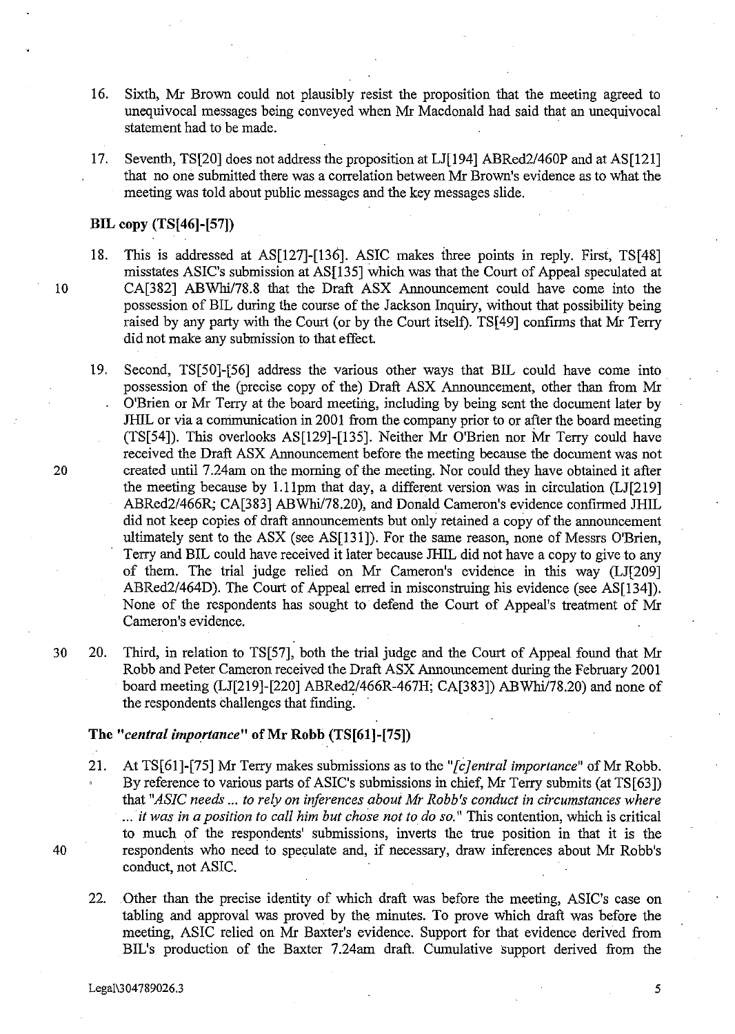16. Sixth, Mr Brown could not plausibly resist the proposition that the meeting agreed to unequivocal messages being conveyed when Mr Macdonald had said that an unequivocal statement had to be made.

17. Seventh, TS[20] does not address the proposition at LJ[194] ABRed2/460P and at AS[121] that no one submitted there was a correlation between Mr Brown's evidence as to what the meeting was told about public messages and the key messages slide.

**BIL copy (TS[46]-[57])**

18. This is addressed at AS[127]-[136]. ASIC makes three points in reply. First, TS[48] misstates ASIC's submission at AS[135] which was that the Court of Appeal speculated at CA[382] ABWhi/78.8 that the Draft ASX Announcement could have come into the possession of BIL during the course of the Jackson Inquiry, without that possibility being raised by any party with the Court (or by the Court itself). TS[49] confirms that Mr Terry did not make any submission to that effect.

19. Second, TS[50]-[56] address the various other ways that BIL could have come into possession of the (precise copy of the) Draft ASX Announcement, other than from Mr O'Brien or Mr Terry at the board meeting, including by being sent the document later by JHIL or via a communication in 2001 from the company prior to or after the board meeting (TS[54]). This overlooks AS[129]-[135]. Neither Mr O'Brien nor Mr Terry could have received the Draft ASX Announcement before the meeting because the document was not created until 7.24am on the morning of the meeting. Nor could they have obtained it after the meeting because by 1.11pm that day, a different version was in circulation (LJ[219] ABRed2/466R; CA[383] ABWhi/78.20), and Donald Cameron's evidence confirmed JHIL did not keep copies of draft announcements but only retained a copy of the announcement ultimately sent to the ASX (see AS[131]). For the same reason, none of Messrs O'Brien, Terry and BIL could have received it later because JHIL did not have a copy to give to any of them. The trial judge relied on Mr Cameron's evidence in this way (LJ[209] ABRed2/464D). The Court of Appeal erred in misconstruing his evidence (see AS[134]). None of the respondents has sought to defend the Court of Appeal's treatment of Mr Cameron's evidence.

20. Third, in relation to TS[57], both the trial judge and the Court of Appeal found that Mr Robb and Peter Cameron received the Draft ASX Announcement during the February 2001 board meeting (LJ[219]-[220] ABRed2/466R-467H; CA[383]) ABWhi/78.20) and none of the respondents challenges that finding.

**The "*central importance*" of Mr Robb (TS[61]-[75])**

21. At TS[61]-[75] Mr Terry makes submissions as to the "*[c]entral importance*" of Mr Robb. By reference to various parts of ASIC's submissions in chief, Mr Terry submits (at TS[63]) that "*ASIC needs ... to rely on inferences about Mr Robb's conduct in circumstances where ... it was in a position to call him but chose not to do so.*" This contention, which is critical to much of the respondents' submissions, inverts the true position in that it is the respondents who need to speculate and, if necessary, draw inferences about Mr Robb's conduct, not ASIC.

22. Other than the precise identity of which draft was before the meeting, ASIC's case on tabling and approval was proved by the minutes. To prove which draft was before the meeting, ASIC relied on Mr Baxter's evidence. Support for that evidence derived from BIL's production of the Baxter 7.24am draft. Cumulative support derived from the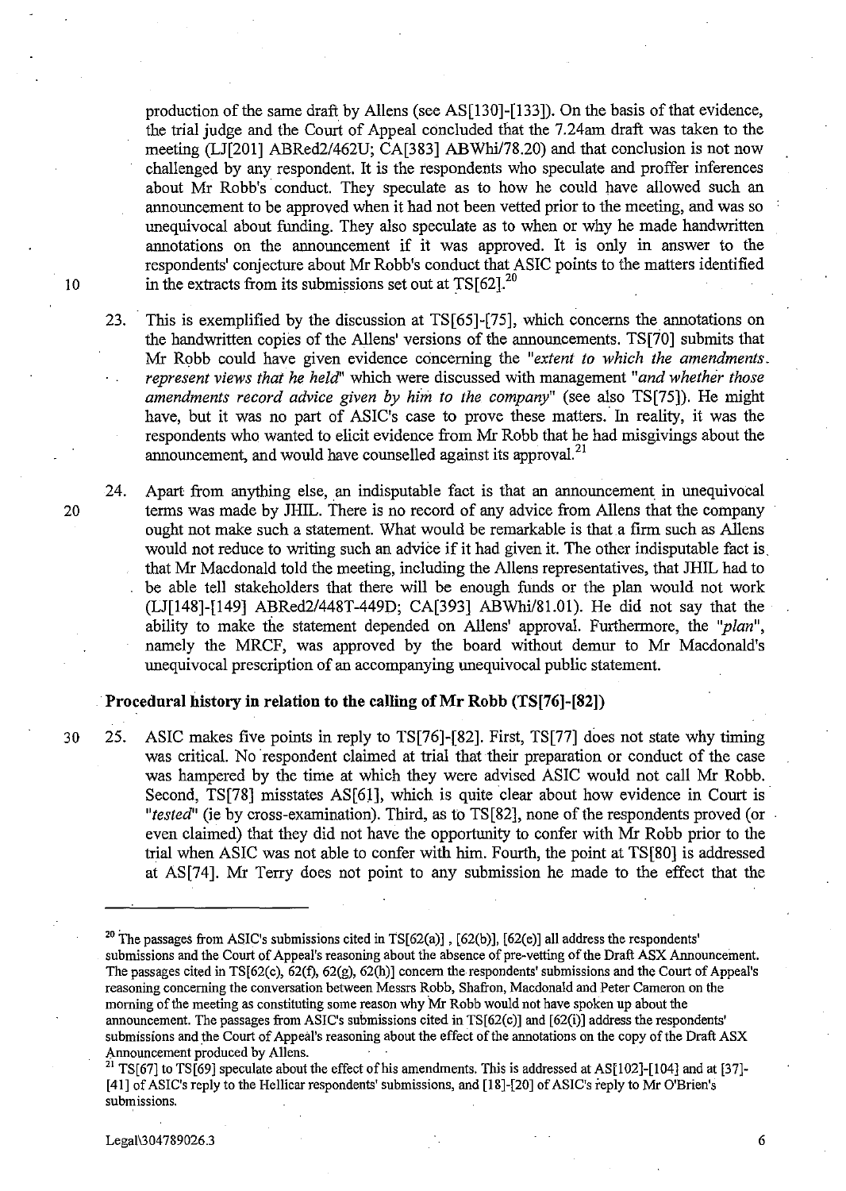production of the same draft by Allens (see AS[130]-[133]). On the basis of that evidence, the trial judge and the Court of Appeal concluded that the 7.24am draft was taken to the meeting (LJ[201] ABRed2/462U; CA[383] ABWhi/78.20) and that conclusion is not now challenged by any respondent. It is the respondents who speculate and proffer inferences about Mr Robb's conduct. They speculate as to how he could have allowed such an announcement to be approved when it had not been vetted prior to the meeting, and was so unequivocal about funding. They also speculate as to when or why he made handwritten annotations on the announcement if it was approved. It is only in answer to the respondents' conjecture about Mr Robb's conduct that ASIC points to the matters identified in the extracts from its submissions set out at TS[62].[20]

23. This is exemplified by the discussion at TS[65]-[75], which concerns the annotations on the handwritten copies of the Allens' versions of the announcements. TS[70] submits that Mr Robb could have given evidence concerning the *"extent to which the amendments represent views that he held"* which were discussed with management *"and whether those amendments record advice given by him to the company"* (see also TS[75]). He might have, but it was no part of ASIC's case to prove these matters. In reality, it was the respondents who wanted to elicit evidence from Mr Robb that he had misgivings about the announcement, and would have counselled against its approval.[21]

24. Apart from anything else, an indisputable fact is that an announcement in unequivocal terms was made by JHIL. There is no record of any advice from Allens that the company ought not make such a statement. What would be remarkable is that a firm such as Allens would not reduce to writing such an advice if it had given it. The other indisputable fact is that Mr Macdonald told the meeting, including the Allens representatives, that JHIL had to be able tell stakeholders that there will be enough funds or the plan would not work (LJ[148]-[149] ABRed2/448T-449D; CA[393] ABWhi/81.01). He did not say that the ability to make the statement depended on Allens' approval. Furthermore, the *"plan"*, namely the MRCF, was approved by the board without demur to Mr Macdonald's unequivocal prescription of an accompanying unequivocal public statement.

## Procedural history in relation to the calling of Mr Robb (TS[76]-[82])

25. ASIC makes five points in reply to TS[76]-[82]. First, TS[77] does not state why timing was critical. No respondent claimed at trial that their preparation or conduct of the case was hampered by the time at which they were advised ASIC would not call Mr Robb. Second, TS[78] misstates AS[61], which is quite clear about how evidence in Court is *"tested"* (ie by cross-examination). Third, as to TS[82], none of the respondents proved (or even claimed) that they did not have the opportunity to confer with Mr Robb prior to the trial when ASIC was not able to confer with him. Fourth, the point at TS[80] is addressed at AS[74]. Mr Terry does not point to any submission he made to the effect that the

---

[20] The passages from ASIC's submissions cited in TS[62(a)], [62(b)], [62(e)] all address the respondents' submissions and the Court of Appeal's reasoning about the absence of pre-vetting of the Draft ASX Announcement. The passages cited in TS[62(c), 62(f), 62(g), 62(h)] concern the respondents' submissions and the Court of Appeal's reasoning concerning the conversation between Messrs Robb, Shafron, Macdonald and Peter Cameron on the morning of the meeting as constituting some reason why Mr Robb would not have spoken up about the announcement. The passages from ASIC's submissions cited in TS[62(c)] and [62(i)] address the respondents' submissions and the Court of Appeal's reasoning about the effect of the annotations on the copy of the Draft ASX Announcement produced by Allens.

[21] TS[67] to TS[69] speculate about the effect of his amendments. This is addressed at AS[102]-[104] and at [37]-[41] of ASIC's reply to the Hellicar respondents' submissions, and [18]-[20] of ASIC's reply to Mr O'Brien's submissions.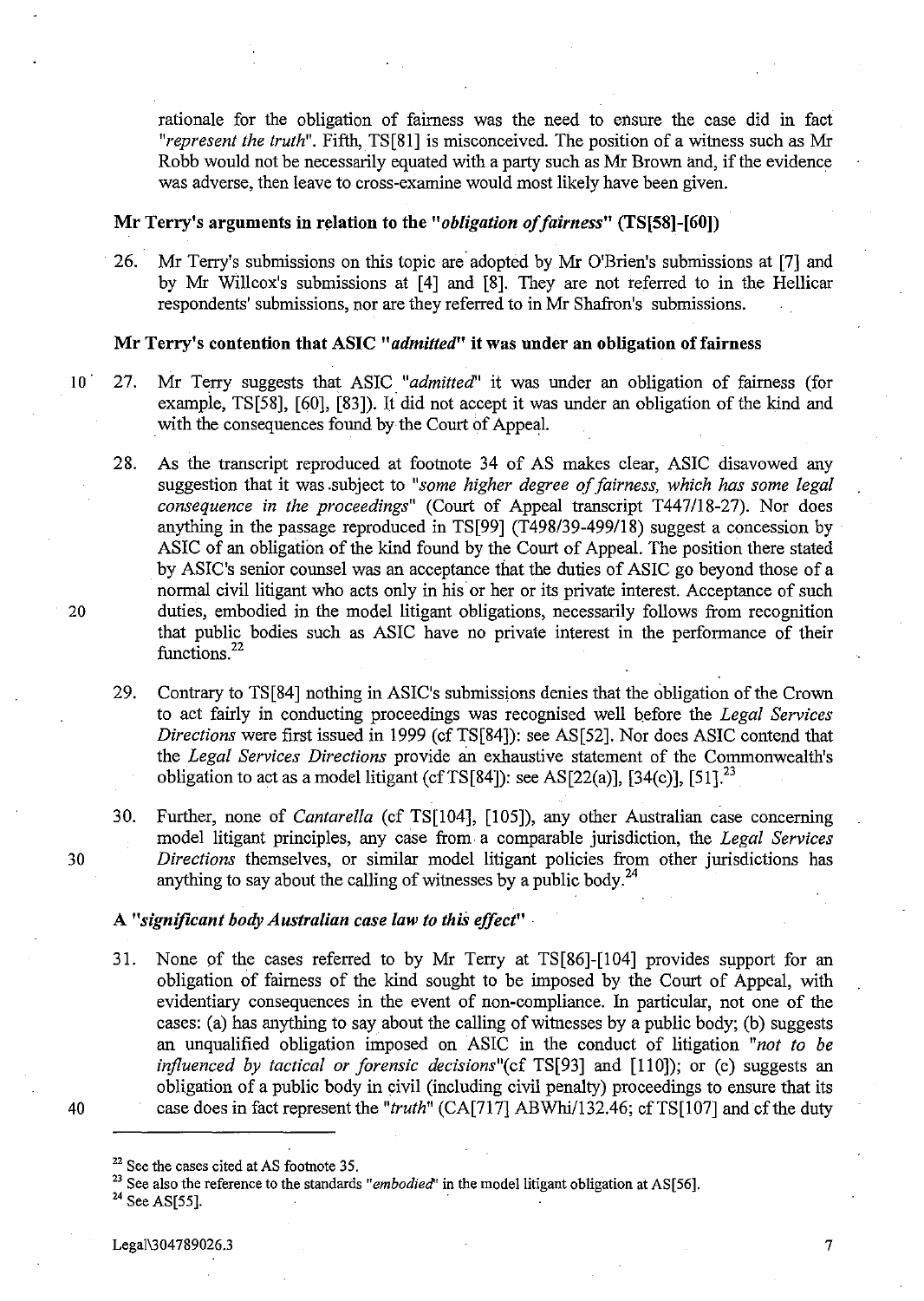rationale for the obligation of fairness was the need to ensure the case did in fact *"represent the truth"*. Fifth, TS[81] is misconceived. The position of a witness such as Mr Robb would not be necessarily equated with a party such as Mr Brown and, if the evidence was adverse, then leave to cross-examine would most likely have been given.

### Mr Terry's arguments in relation to the "*obligation of fairness*" (TS[58]-[60])

26. Mr Terry's submissions on this topic are adopted by Mr O'Brien's submissions at [7] and by Mr Willcox's submissions at [4] and [8]. They are not referred to in the Hellicar respondents' submissions, nor are they referred to in Mr Shafron's submissions.

### Mr Terry's contention that ASIC "*admitted*" it was under an obligation of fairness

27. Mr Terry suggests that ASIC *"admitted"* it was under an obligation of fairness (for example, TS[58], [60], [83]). It did not accept it was under an obligation of the kind and with the consequences found by the Court of Appeal.

28. As the transcript reproduced at footnote 34 of AS makes clear, ASIC disavowed any suggestion that it was subject to *"some higher degree of fairness, which has some legal consequence in the proceedings"* (Court of Appeal transcript T447/18-27). Nor does anything in the passage reproduced in TS[99] (T498/39-499/18) suggest a concession by ASIC of an obligation of the kind found by the Court of Appeal. The position there stated by ASIC's senior counsel was an acceptance that the duties of ASIC go beyond those of a normal civil litigant who acts only in his or her or its private interest. Acceptance of such duties, embodied in the model litigant obligations, necessarily follows from recognition that public bodies such as ASIC have no private interest in the performance of their functions.[22]

29. Contrary to TS[84] nothing in ASIC's submissions denies that the obligation of the Crown to act fairly in conducting proceedings was recognised well before the *Legal Services Directions* were first issued in 1999 (cf TS[84]): see AS[52]. Nor does ASIC contend that the *Legal Services Directions* provide an exhaustive statement of the Commonwealth's obligation to act as a model litigant (cf TS[84]): see AS[22(a)], [34(c)], [51].[23]

30. Further, none of *Cantarella* (cf TS[104], [105]), any other Australian case concerning model litigant principles, any case from a comparable jurisdiction, the *Legal Services Directions* themselves, or similar model litigant policies from other jurisdictions has anything to say about the calling of witnesses by a public body.[24]

### A "*significant body Australian case law to this effect*"

31. None of the cases referred to by Mr Terry at TS[86]-[104] provides support for an obligation of fairness of the kind sought to be imposed by the Court of Appeal, with evidentiary consequences in the event of non-compliance. In particular, not one of the cases: (a) has anything to say about the calling of witnesses by a public body; (b) suggests an unqualified obligation imposed on ASIC in the conduct of litigation *"not to be influenced by tactical or forensic decisions"*(cf TS[93] and [110]); or (c) suggests an obligation of a public body in civil (including civil penalty) proceedings to ensure that its case does in fact represent the *"truth"* (CA[717] ABWhi/132.46; cf TS[107] and cf the duty

---

[22] See the cases cited at AS footnote 35.

[23] See also the reference to the standards *"embodied"* in the model litigant obligation at AS[56].

[24] See AS[55].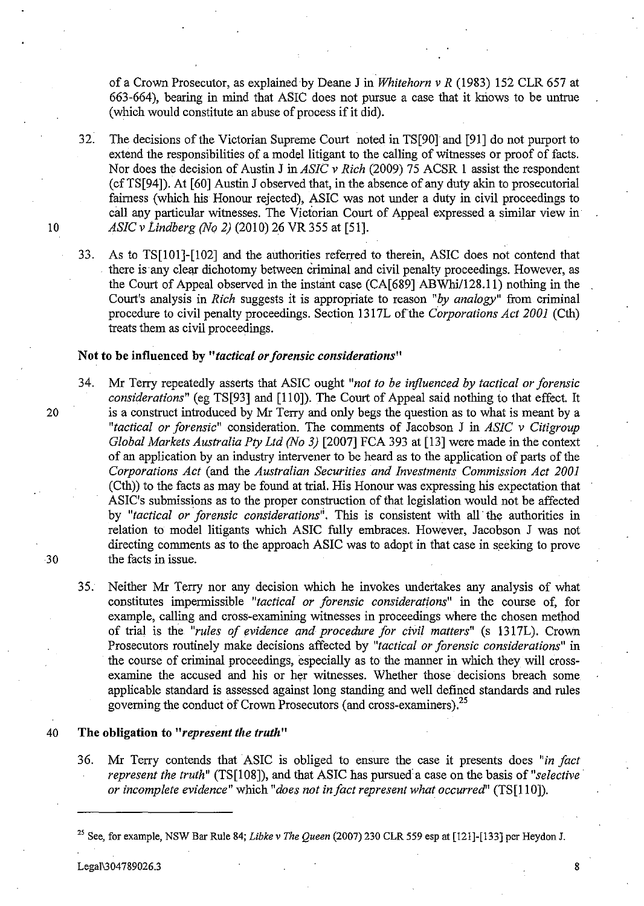of a Crown Prosecutor, as explained by Deane J in *Whitehorn v R* (1983) 152 CLR 657 at 663-664), bearing in mind that ASIC does not pursue a case that it knows to be untrue (which would constitute an abuse of process if it did).

32. The decisions of the Victorian Supreme Court noted in TS[90] and [91] do not purport to extend the responsibilities of a model litigant to the calling of witnesses or proof of facts. Nor does the decision of Austin J in *ASIC v Rich* (2009) 75 ACSR 1 assist the respondent (cf TS[94]). At [60] Austin J observed that, in the absence of any duty akin to prosecutorial fairness (which his Honour rejected), ASIC was not under a duty in civil proceedings to call any particular witnesses. The Victorian Court of Appeal expressed a similar view in *ASIC v Lindberg (No 2)* (2010) 26 VR 355 at [51].

33. As to TS[101]-[102] and the authorities referred to therein, ASIC does not contend that there is any clear dichotomy between criminal and civil penalty proceedings. However, as the Court of Appeal observed in the instant case (CA[689] ABWhi/128.11) nothing in the Court's analysis in *Rich* suggests it is appropriate to reason *"by analogy"* from criminal procedure to civil penalty proceedings. Section 1317L of the *Corporations Act 2001* (Cth) treats them as civil proceedings.

### Not to be influenced by *"tactical or forensic considerations"*

34. Mr Terry repeatedly asserts that ASIC ought *"not to be influenced by tactical or forensic considerations"* (eg TS[93] and [110]). The Court of Appeal said nothing to that effect. It is a construct introduced by Mr Terry and only begs the question as to what is meant by a *"tactical or forensic"* consideration. The comments of Jacobson J in *ASIC v Citigroup Global Markets Australia Pty Ltd (No 3)* [2007] FCA 393 at [13] were made in the context of an application by an industry intervener to be heard as to the application of parts of the *Corporations Act* (and the *Australian Securities and Investments Commission Act 2001* (Cth)) to the facts as may be found at trial. His Honour was expressing his expectation that ASIC's submissions as to the proper construction of that legislation would not be affected by *"tactical or forensic considerations"*. This is consistent with all the authorities in relation to model litigants which ASIC fully embraces. However, Jacobson J was not directing comments as to the approach ASIC was to adopt in that case in seeking to prove the facts in issue.

35. Neither Mr Terry nor any decision which he invokes undertakes any analysis of what constitutes impermissible *"tactical or forensic considerations"* in the course of, for example, calling and cross-examining witnesses in proceedings where the chosen method of trial is the *"rules of evidence and procedure for civil matters"* (s 1317L). Crown Prosecutors routinely make decisions affected by *"tactical or forensic considerations"* in the course of criminal proceedings, especially as to the manner in which they will cross-examine the accused and his or her witnesses. Whether those decisions breach some applicable standard is assessed against long standing and well defined standards and rules governing the conduct of Crown Prosecutors (and cross-examiners).[25]

### The obligation to *"represent the truth"*

36. Mr Terry contends that ASIC is obliged to ensure the case it presents does *"in fact represent the truth"* (TS[108]), and that ASIC has pursued a case on the basis of *"selective or incomplete evidence"* which *"does not in fact represent what occurred"* (TS[110]).

---

[25] See, for example, NSW Bar Rule 84; *Libke v The Queen* (2007) 230 CLR 559 esp at [121]-[133] per Heydon J.

Legal\304789026.3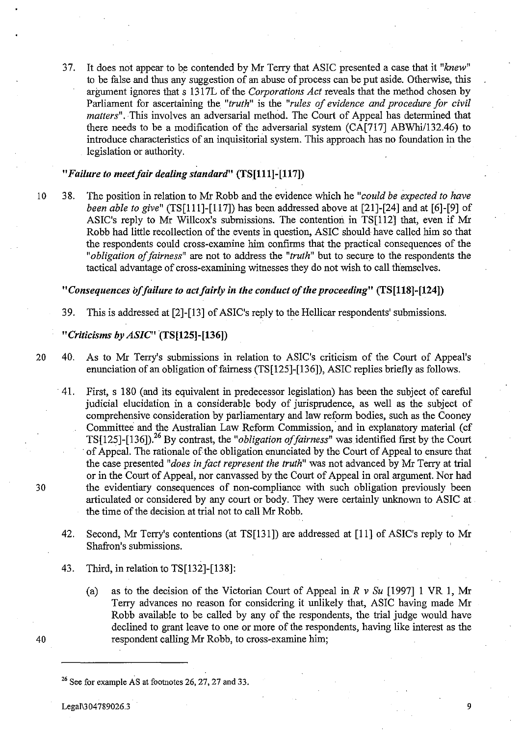37. It does not appear to be contended by Mr Terry that ASIC presented a case that it "*knew*" to be false and thus any suggestion of an abuse of process can be put aside. Otherwise, this argument ignores that s 1317L of the *Corporations Act* reveals that the method chosen by Parliament for ascertaining the "*truth*" is the "*rules of evidence and procedure for civil matters*". This involves an adversarial method. The Court of Appeal has determined that there needs to be a modification of the adversarial system (CA[717] ABWhi/132.46) to introduce characteristics of an inquisitorial system. This approach has no foundation in the legislation or authority.

***"Failure to meet fair dealing standard"* (TS[111]-[117])**

38. The position in relation to Mr Robb and the evidence which he "*could be expected to have been able to give*" (TS[111]-[117]) has been addressed above at [21]-[24] and at [6]-[9] of ASIC's reply to Mr Willcox's submissions. The contention in TS[112] that, even if Mr Robb had little recollection of the events in question, ASIC should have called him so that the respondents could cross-examine him confirms that the practical consequences of the "*obligation of fairness*" are not to address the "*truth*" but to secure to the respondents the tactical advantage of cross-examining witnesses they do not wish to call themselves.

***"Consequences of failure to act fairly in the conduct of the proceeding"* (TS[118]-[124])**

39. This is addressed at [2]-[13] of ASIC's reply to the Hellicar respondents' submissions.

***"Criticisms by ASIC"* (TS[125]-[136])**

40. As to Mr Terry's submissions in relation to ASIC's criticism of the Court of Appeal's enunciation of an obligation of fairness (TS[125]-[136]), ASIC replies briefly as follows.

41. First, s 180 (and its equivalent in predecessor legislation) has been the subject of careful judicial elucidation in a considerable body of jurisprudence, as well as the subject of comprehensive consideration by parliamentary and law reform bodies, such as the Cooney Committee and the Australian Law Reform Commission, and in explanatory material (cf TS[125]-[136]).[26] By contrast, the "*obligation of fairness*" was identified first by the Court of Appeal. The rationale of the obligation enunciated by the Court of Appeal to ensure that the case presented "*does in fact represent the truth*" was not advanced by Mr Terry at trial or in the Court of Appeal, nor canvassed by the Court of Appeal in oral argument. Nor had the evidentiary consequences of non-compliance with such obligation previously been articulated or considered by any court or body. They were certainly unknown to ASIC at the time of the decision at trial not to call Mr Robb.

42. Second, Mr Terry's contentions (at TS[131]) are addressed at [11] of ASIC's reply to Mr Shafron's submissions.

43. Third, in relation to TS[132]-[138]:

   (a) as to the decision of the Victorian Court of Appeal in *R v Su* [1997] 1 VR 1, Mr Terry advances no reason for considering it unlikely that, ASIC having made Mr Robb available to be called by any of the respondents, the trial judge would have declined to grant leave to one or more of the respondents, having like interest as the respondent calling Mr Robb, to cross-examine him;

---

[26] See for example AS at footnotes 26, 27, 27 and 33.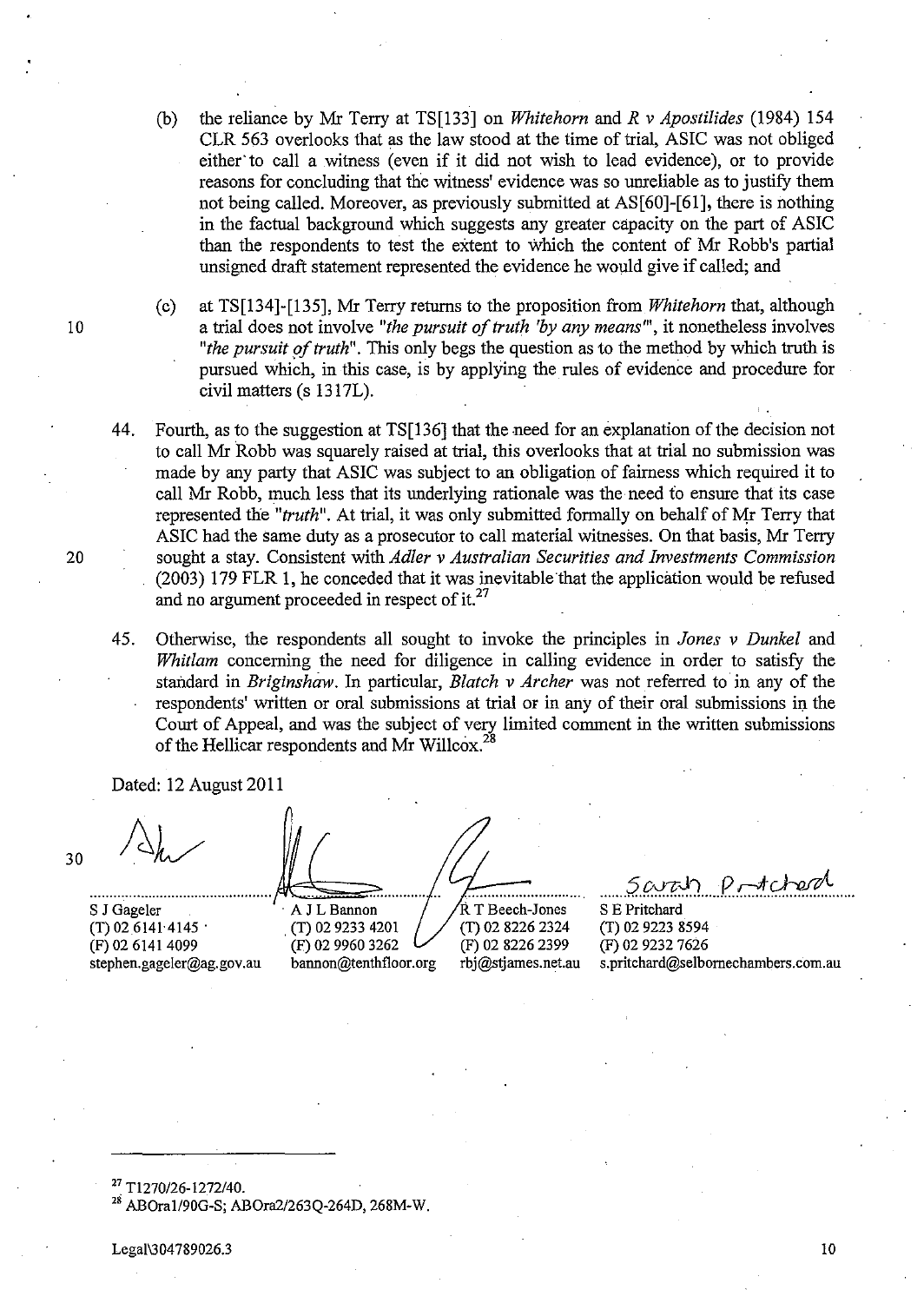(b) the reliance by Mr Terry at TS[133] on *Whitehorn* and *R v Apostilides* (1984) 154 CLR 563 overlooks that as the law stood at the time of trial, ASIC was not obliged either to call a witness (even if it did not wish to lead evidence), or to provide reasons for concluding that the witness' evidence was so unreliable as to justify them not being called. Moreover, as previously submitted at AS[60]-[61], there is nothing in the factual background which suggests any greater capacity on the part of ASIC than the respondents to test the extent to which the content of Mr Robb's partial unsigned draft statement represented the evidence he would give if called; and

(c) at TS[134]-[135], Mr Terry returns to the proposition from *Whitehorn* that, although a trial does not involve *"the pursuit of truth 'by any means'"*, it nonetheless involves *"the pursuit of truth"*. This only begs the question as to the method by which truth is pursued which, in this case, is by applying the rules of evidence and procedure for civil matters (s 1317L).

44. Fourth, as to the suggestion at TS[136] that the need for an explanation of the decision not to call Mr Robb was squarely raised at trial, this overlooks that at trial no submission was made by any party that ASIC was subject to an obligation of fairness which required it to call Mr Robb, much less that its underlying rationale was the need to ensure that its case represented the *"truth"*. At trial, it was only submitted formally on behalf of Mr Terry that ASIC had the same duty as a prosecutor to call material witnesses. On that basis, Mr Terry sought a stay. Consistent with *Adler v Australian Securities and Investments Commission* (2003) 179 FLR 1, he conceded that it was inevitable that the application would be refused and no argument proceeded in respect of it.[27]

45. Otherwise, the respondents all sought to invoke the principles in *Jones v Dunkel* and *Whitlam* concerning the need for diligence in calling evidence in order to satisfy the standard in *Briginshaw*. In particular, *Blatch v Archer* was not referred to in any of the respondents' written or oral submissions at trial or in any of their oral submissions in the Court of Appeal, and was the subject of very limited comment in the written submissions of the Hellicar respondents and Mr Willcox.[28]

Dated: 12 August 2011

| S J Gageler | A J L Bannon | R T Beech-Jones | S E Pritchard |
|---|---|---|---|
| (T) 02 6141 4145 | (T) 02 9233 4201 | (T) 02 8226 2324 | (T) 02 9223 8594 |
| (F) 02 6141 4099 | (F) 02 9960 3262 | (F) 02 8226 2399 | (F) 02 9232 7626 |
| stephen.gageler@ag.gov.au | bannon@tenthfloor.org | rbj@stjames.net.au | s.pritchard@selbornechambers.com.au |

[27] T1270/26-1272/40.

[28] ABOral/90G-S; ABOra2/263Q-264D, 268M-W.

Legal\304789026.3